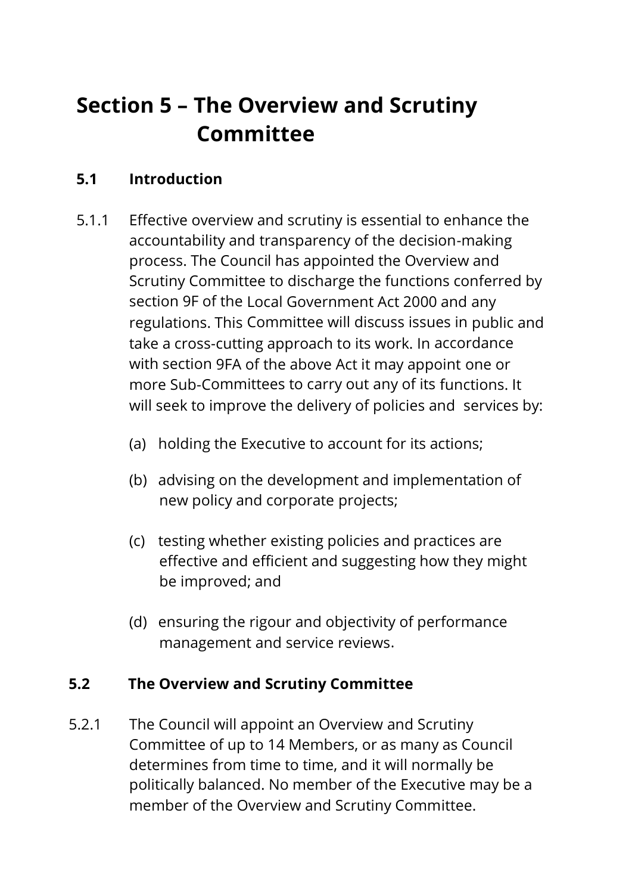# Section 5 – The Overview and Scrutiny Committee

## 5.1 Introduction

5.1.1 Effective overview and scrutiny is essential to enhance the accountability and transparency of the decision-making process. The Council has appointed the Overview and Scrutiny Committee to discharge the functions conferred by section 9F of the Local Government Act 2000 and any regulations. This Committee will discuss issues in public and take a cross-cutting approach to its work. In accordance with section 9FA of the above Act it may appoint one or more Sub-Committees to carry out any of its functions. It will seek to improve the delivery of policies and services by:

(a) holding the Executive to account for its actions;

(b) advising on the development and implementation of new policy and corporate projects;

(c) testing whether existing policies and practices are effective and efficient and suggesting how they might be improved; and

(d) ensuring the rigour and objectivity of performance management and service reviews.

## 5.2 The Overview and Scrutiny Committee

5.2.1 The Council will appoint an Overview and Scrutiny Committee of up to 14 Members, or as many as Council determines from time to time, and it will normally be politically balanced. No member of the Executive may be a member of the Overview and Scrutiny Committee.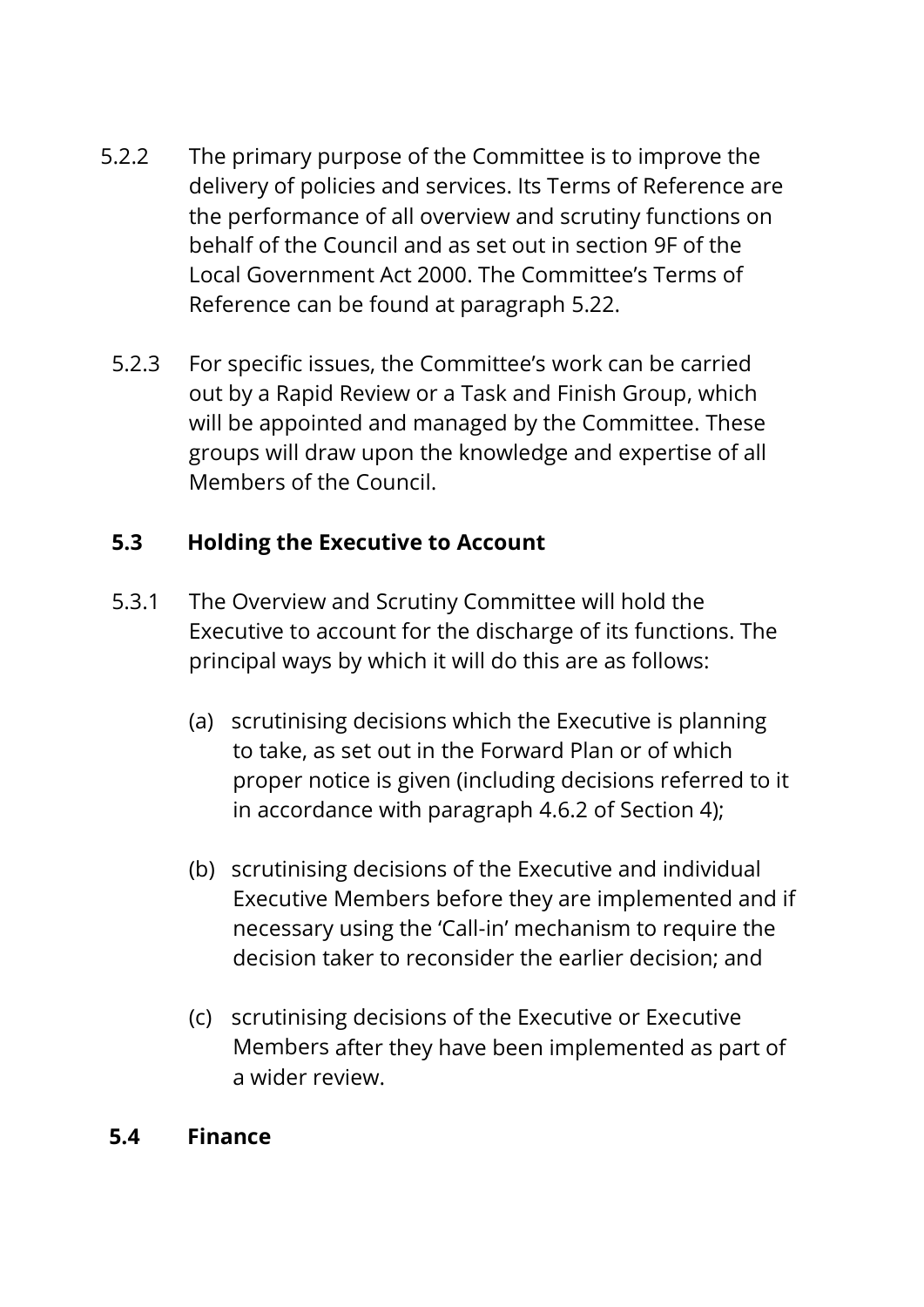5.2.2 The primary purpose of the Committee is to improve the delivery of policies and services. Its Terms of Reference are the performance of all overview and scrutiny functions on behalf of the Council and as set out in section 9F of the Local Government Act 2000. The Committee's Terms of Reference can be found at paragraph 5.22.

5.2.3 For specific issues, the Committee's work can be carried out by a Rapid Review or a Task and Finish Group, which will be appointed and managed by the Committee. These groups will draw upon the knowledge and expertise of all Members of the Council.

## 5.3 Holding the Executive to Account

5.3.1 The Overview and Scrutiny Committee will hold the Executive to account for the discharge of its functions. The principal ways by which it will do this are as follows:

(a) scrutinising decisions which the Executive is planning to take, as set out in the Forward Plan or of which proper notice is given (including decisions referred to it in accordance with paragraph 4.6.2 of Section 4);

(b) scrutinising decisions of the Executive and individual Executive Members before they are implemented and if necessary using the 'Call-in' mechanism to require the decision taker to reconsider the earlier decision; and

(c) scrutinising decisions of the Executive or Executive Members after they have been implemented as part of a wider review.

## 5.4 Finance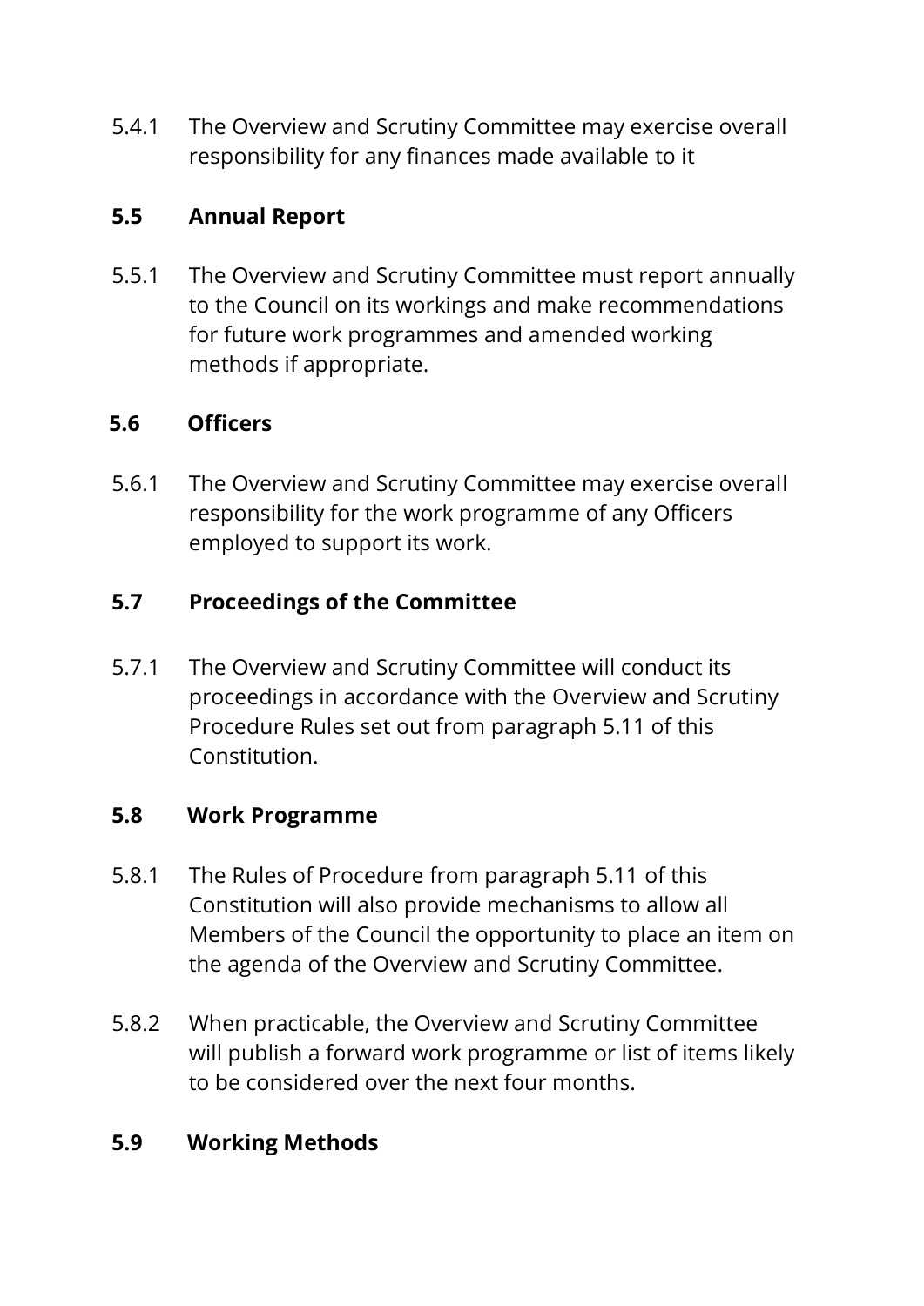5.4.1 The Overview and Scrutiny Committee may exercise overall responsibility for any finances made available to it

### 5.5 Annual Report

5.5.1 The Overview and Scrutiny Committee must report annually to the Council on its workings and make recommendations for future work programmes and amended working methods if appropriate.

### 5.6 Officers

5.6.1 The Overview and Scrutiny Committee may exercise overall responsibility for the work programme of any Officers employed to support its work.

### 5.7 Proceedings of the Committee

5.7.1 The Overview and Scrutiny Committee will conduct its proceedings in accordance with the Overview and Scrutiny Procedure Rules set out from paragraph 5.11 of this Constitution.

### 5.8 Work Programme

5.8.1 The Rules of Procedure from paragraph 5.11 of this Constitution will also provide mechanisms to allow all Members of the Council the opportunity to place an item on the agenda of the Overview and Scrutiny Committee.

5.8.2 When practicable, the Overview and Scrutiny Committee will publish a forward work programme or list of items likely to be considered over the next four months.

### 5.9 Working Methods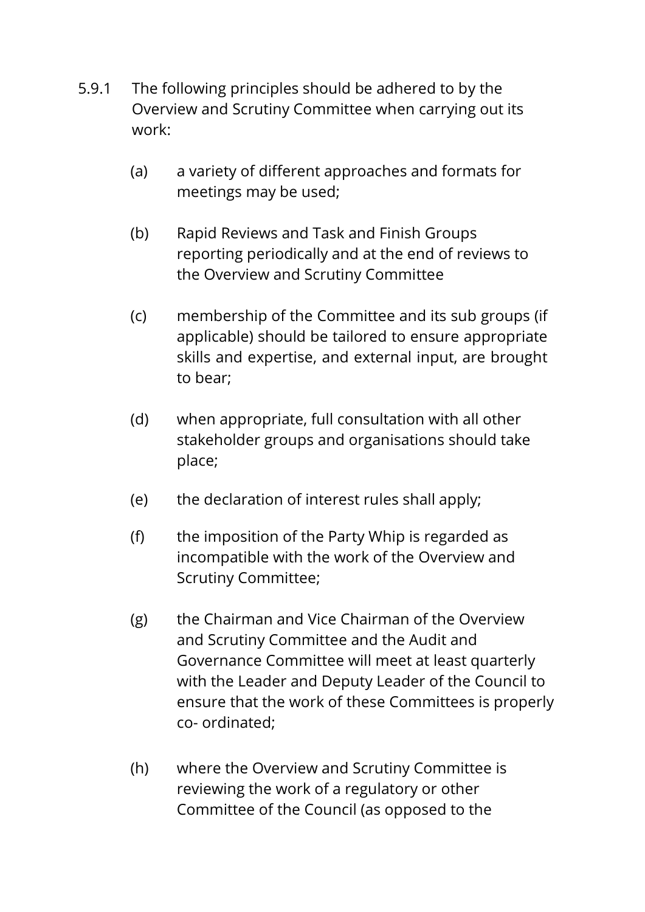5.9.1 The following principles should be adhered to by the Overview and Scrutiny Committee when carrying out its work:

(a) a variety of different approaches and formats for meetings may be used;

(b) Rapid Reviews and Task and Finish Groups reporting periodically and at the end of reviews to the Overview and Scrutiny Committee

(c) membership of the Committee and its sub groups (if applicable) should be tailored to ensure appropriate skills and expertise, and external input, are brought to bear;

(d) when appropriate, full consultation with all other stakeholder groups and organisations should take place;

(e) the declaration of interest rules shall apply;

(f) the imposition of the Party Whip is regarded as incompatible with the work of the Overview and Scrutiny Committee;

(g) the Chairman and Vice Chairman of the Overview and Scrutiny Committee and the Audit and Governance Committee will meet at least quarterly with the Leader and Deputy Leader of the Council to ensure that the work of these Committees is properly co- ordinated;

(h) where the Overview and Scrutiny Committee is reviewing the work of a regulatory or other Committee of the Council (as opposed to the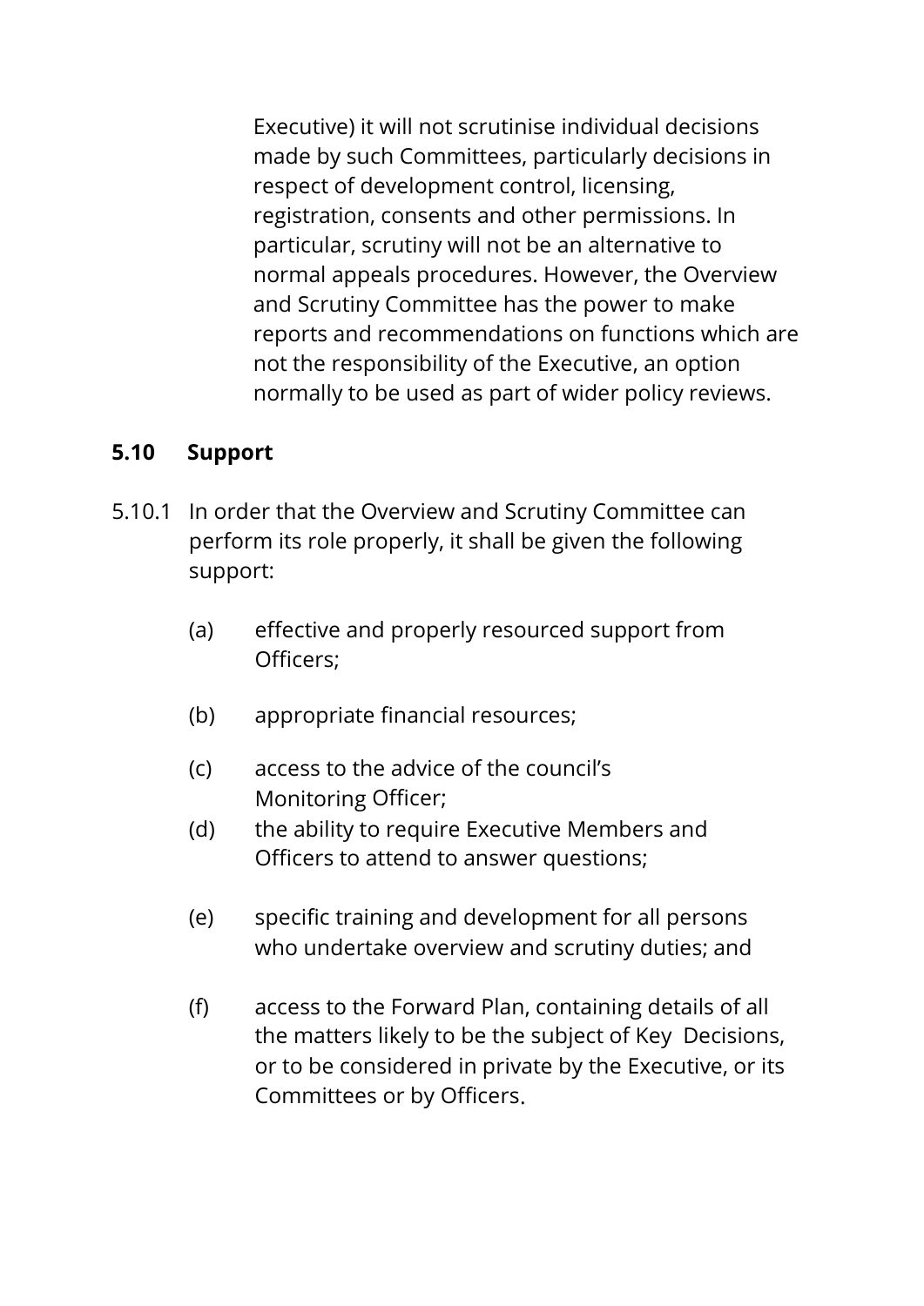Executive) it will not scrutinise individual decisions made by such Committees, particularly decisions in respect of development control, licensing, registration, consents and other permissions. In particular, scrutiny will not be an alternative to normal appeals procedures. However, the Overview and Scrutiny Committee has the power to make reports and recommendations on functions which are not the responsibility of the Executive, an option normally to be used as part of wider policy reviews.

## 5.10 Support

5.10.1 In order that the Overview and Scrutiny Committee can perform its role properly, it shall be given the following support:

(a) effective and properly resourced support from Officers;

(b) appropriate financial resources;

(c) access to the advice of the council's Monitoring Officer;

(d) the ability to require Executive Members and Officers to attend to answer questions;

(e) specific training and development for all persons who undertake overview and scrutiny duties; and

(f) access to the Forward Plan, containing details of all the matters likely to be the subject of Key Decisions, or to be considered in private by the Executive, or its Committees or by Officers.